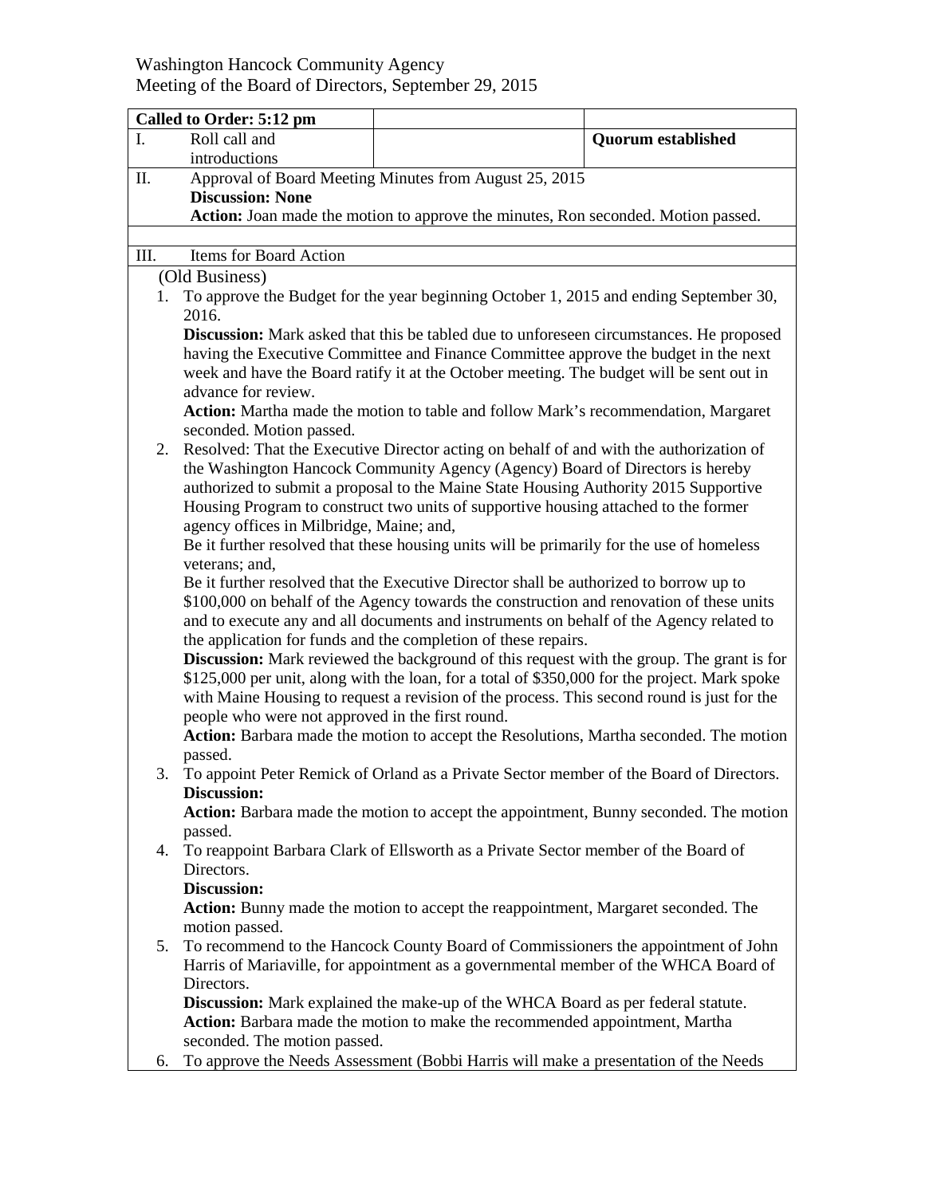Washington Hancock Community Agency
Meeting of the Board of Directors, September 29, 2015

| **Called to Order: 5:12 pm** | | |
|---|---|---|
| I. Roll call and introductions | | **Quorum established** |

II. Approval of Board Meeting Minutes from August 25, 2015
**Discussion: None**
**Action:** Joan made the motion to approve the minutes, Ron seconded. Motion passed.

III. Items for Board Action

(Old Business)

1. To approve the Budget for the year beginning October 1, 2015 and ending September 30, 2016.
   **Discussion:** Mark asked that this be tabled due to unforeseen circumstances. He proposed having the Executive Committee and Finance Committee approve the budget in the next week and have the Board ratify it at the October meeting. The budget will be sent out in advance for review.
   **Action:** Martha made the motion to table and follow Mark's recommendation, Margaret seconded. Motion passed.
2. Resolved: That the Executive Director acting on behalf of and with the authorization of the Washington Hancock Community Agency (Agency) Board of Directors is hereby authorized to submit a proposal to the Maine State Housing Authority 2015 Supportive Housing Program to construct two units of supportive housing attached to the former agency offices in Milbridge, Maine; and,
   Be it further resolved that these housing units will be primarily for the use of homeless veterans; and,
   Be it further resolved that the Executive Director shall be authorized to borrow up to $100,000 on behalf of the Agency towards the construction and renovation of these units and to execute any and all documents and instruments on behalf of the Agency related to the application for funds and the completion of these repairs.
   **Discussion:** Mark reviewed the background of this request with the group. The grant is for $125,000 per unit, along with the loan, for a total of $350,000 for the project. Mark spoke with Maine Housing to request a revision of the process. This second round is just for the people who were not approved in the first round.
   **Action:** Barbara made the motion to accept the Resolutions, Martha seconded. The motion passed.
3. To appoint Peter Remick of Orland as a Private Sector member of the Board of Directors.
   **Discussion:**
   **Action:** Barbara made the motion to accept the appointment, Bunny seconded. The motion passed.
4. To reappoint Barbara Clark of Ellsworth as a Private Sector member of the Board of Directors.
   **Discussion:**
   **Action:** Bunny made the motion to accept the reappointment, Margaret seconded. The motion passed.
5. To recommend to the Hancock County Board of Commissioners the appointment of John Harris of Mariaville, for appointment as a governmental member of the WHCA Board of Directors.
   **Discussion:** Mark explained the make-up of the WHCA Board as per federal statute.
   **Action:** Barbara made the motion to make the recommended appointment, Martha seconded. The motion passed.
6. To approve the Needs Assessment (Bobbi Harris will make a presentation of the Needs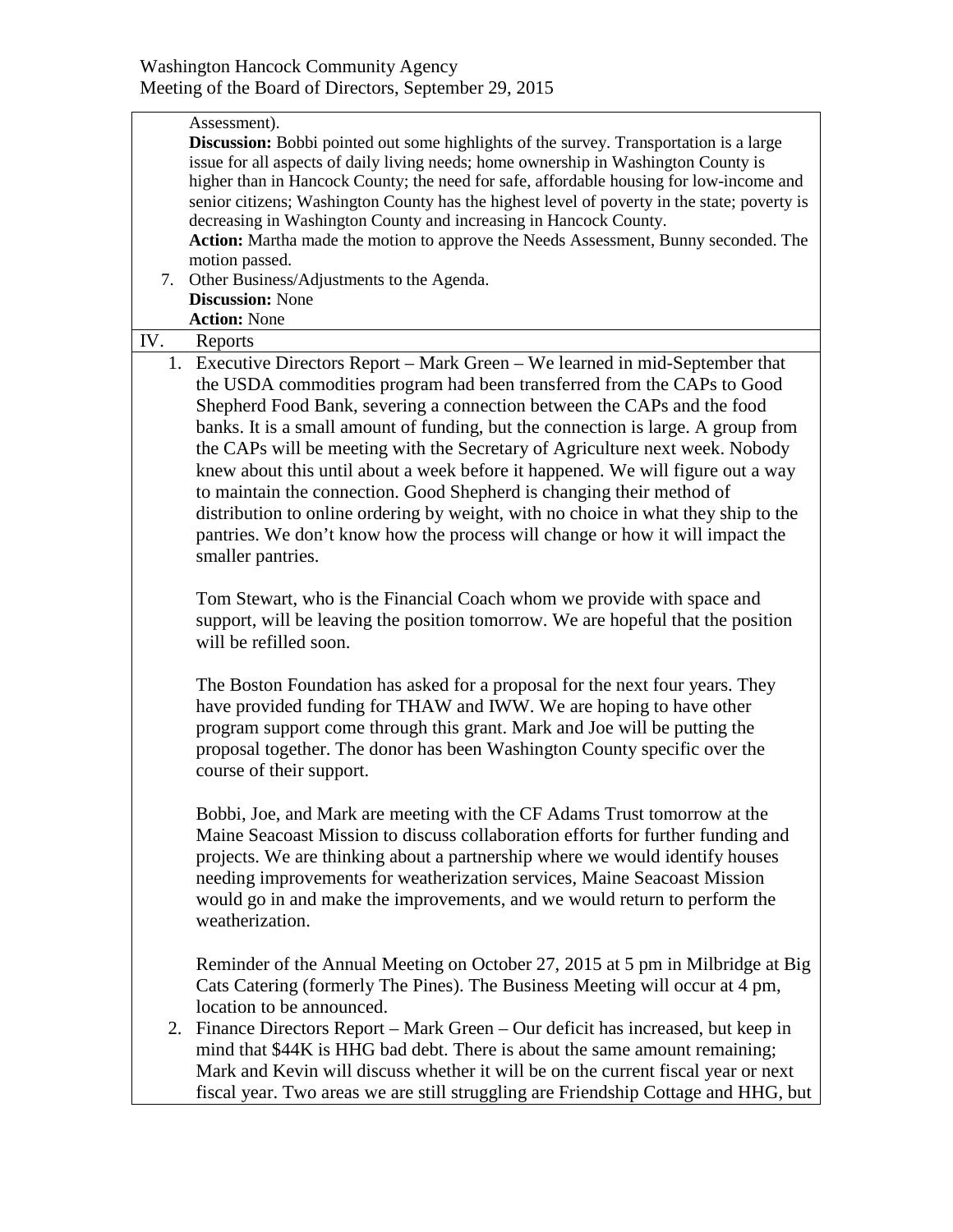Assessment).

**Discussion:** Bobbi pointed out some highlights of the survey. Transportation is a large issue for all aspects of daily living needs; home ownership in Washington County is higher than in Hancock County; the need for safe, affordable housing for low-income and senior citizens; Washington County has the highest level of poverty in the state; poverty is decreasing in Washington County and increasing in Hancock County.

**Action:** Martha made the motion to approve the Needs Assessment, Bunny seconded. The motion passed.

7. Other Business/Adjustments to the Agenda.

   **Discussion:** None

   **Action:** None

IV. Reports

1. Executive Directors Report – Mark Green – We learned in mid-September that the USDA commodities program had been transferred from the CAPs to Good Shepherd Food Bank, severing a connection between the CAPs and the food banks. It is a small amount of funding, but the connection is large. A group from the CAPs will be meeting with the Secretary of Agriculture next week. Nobody knew about this until about a week before it happened. We will figure out a way to maintain the connection. Good Shepherd is changing their method of distribution to online ordering by weight, with no choice in what they ship to the pantries. We don't know how the process will change or how it will impact the smaller pantries.

   Tom Stewart, who is the Financial Coach whom we provide with space and support, will be leaving the position tomorrow. We are hopeful that the position will be refilled soon.

   The Boston Foundation has asked for a proposal for the next four years. They have provided funding for THAW and IWW. We are hoping to have other program support come through this grant. Mark and Joe will be putting the proposal together. The donor has been Washington County specific over the course of their support.

   Bobbi, Joe, and Mark are meeting with the CF Adams Trust tomorrow at the Maine Seacoast Mission to discuss collaboration efforts for further funding and projects. We are thinking about a partnership where we would identify houses needing improvements for weatherization services, Maine Seacoast Mission would go in and make the improvements, and we would return to perform the weatherization.

   Reminder of the Annual Meeting on October 27, 2015 at 5 pm in Milbridge at Big Cats Catering (formerly The Pines). The Business Meeting will occur at 4 pm, location to be announced.

2. Finance Directors Report – Mark Green – Our deficit has increased, but keep in mind that $44K is HHG bad debt. There is about the same amount remaining; Mark and Kevin will discuss whether it will be on the current fiscal year or next fiscal year. Two areas we are still struggling are Friendship Cottage and HHG, but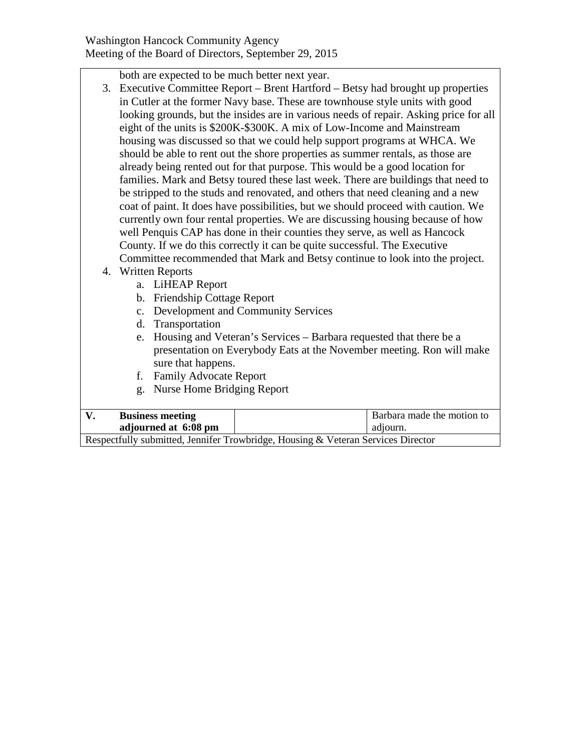both are expected to be much better next year.

3. Executive Committee Report – Brent Hartford – Betsy had brought up properties in Cutler at the former Navy base. These are townhouse style units with good looking grounds, but the insides are in various needs of repair. Asking price for all eight of the units is \$200K-\$300K. A mix of Low-Income and Mainstream housing was discussed so that we could help support programs at WHCA. We should be able to rent out the shore properties as summer rentals, as those are already being rented out for that purpose. This would be a good location for families. Mark and Betsy toured these last week. There are buildings that need to be stripped to the studs and renovated, and others that need cleaning and a new coat of paint. It does have possibilities, but we should proceed with caution. We currently own four rental properties. We are discussing housing because of how well Penquis CAP has done in their counties they serve, as well as Hancock County. If we do this correctly it can be quite successful. The Executive Committee recommended that Mark and Betsy continue to look into the project.
4. Written Reports
   a. LiHEAP Report
   b. Friendship Cottage Report
   c. Development and Community Services
   d. Transportation
   e. Housing and Veteran's Services – Barbara requested that there be a presentation on Everybody Eats at the November meeting. Ron will make sure that happens.
   f. Family Advocate Report
   g. Nurse Home Bridging Report

| | | | |
|---|---|---|---|
| **V.** | **Business meeting adjourned at 6:08 pm** | | Barbara made the motion to adjourn. |

Respectfully submitted, Jennifer Trowbridge, Housing & Veteran Services Director